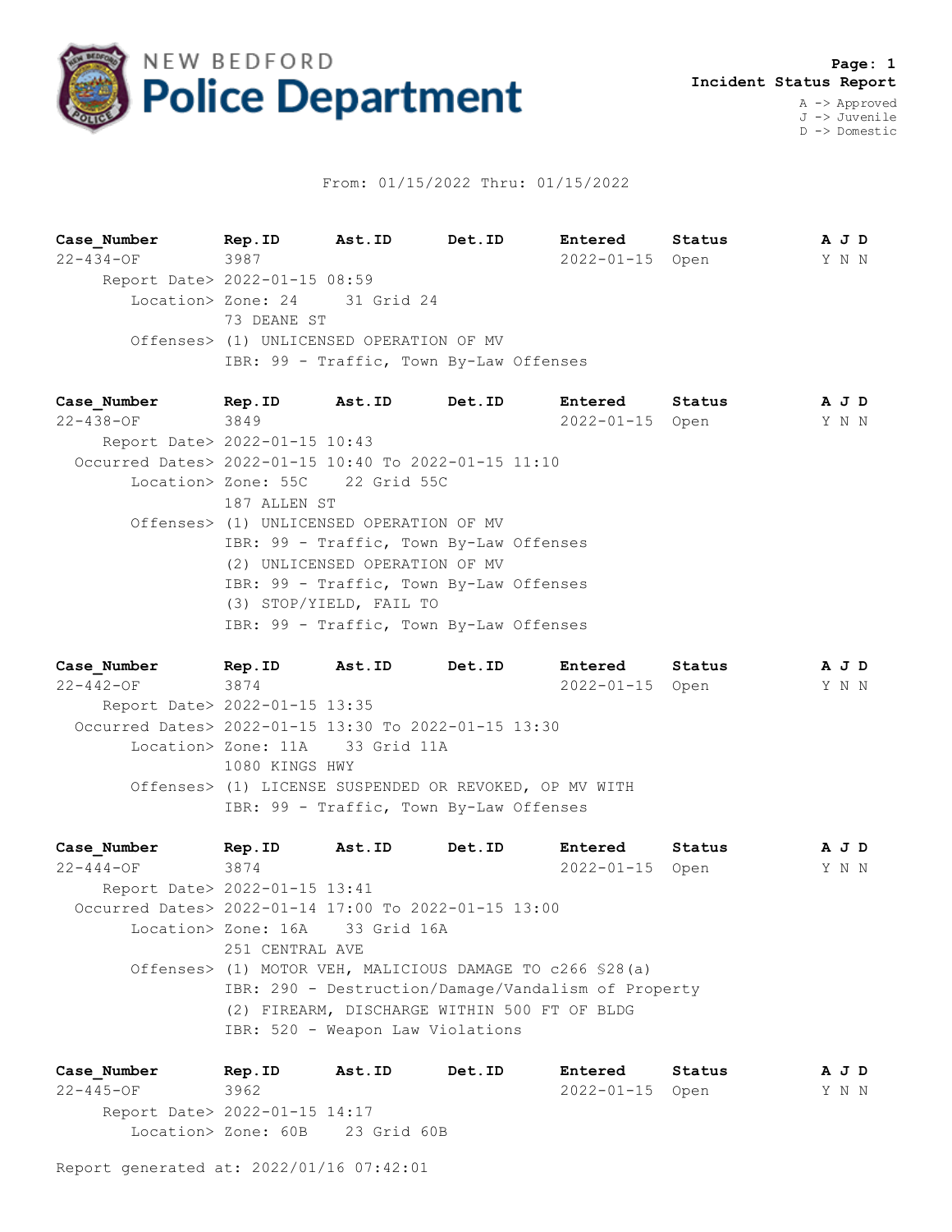# NEW BEDFORD Police Department

**Page: 1**
**Incident Status Report**

A -> Approved
J -> Juvenile
D -> Domestic

From: 01/15/2022 Thru: 01/15/2022

| Case_Number | Rep.ID | Ast.ID | Det.ID | Entered | Status | A J D |
|---|---|---|---|---|---|---|
| 22-434-OF | 3987 | | | 2022-01-15 | Open | Y N N |

Report Date> 2022-01-15 08:59
Location> Zone: 24 31 Grid 24
73 DEANE ST
Offenses> (1) UNLICENSED OPERATION OF MV
IBR: 99 - Traffic, Town By-Law Offenses

| Case_Number | Rep.ID | Ast.ID | Det.ID | Entered | Status | A J D |
|---|---|---|---|---|---|---|
| 22-438-OF | 3849 | | | 2022-01-15 | Open | Y N N |

Report Date> 2022-01-15 10:43
Occurred Dates> 2022-01-15 10:40 To 2022-01-15 11:10
Location> Zone: 55C 22 Grid 55C
187 ALLEN ST
Offenses> (1) UNLICENSED OPERATION OF MV
IBR: 99 - Traffic, Town By-Law Offenses
(2) UNLICENSED OPERATION OF MV
IBR: 99 - Traffic, Town By-Law Offenses
(3) STOP/YIELD, FAIL TO
IBR: 99 - Traffic, Town By-Law Offenses

| Case_Number | Rep.ID | Ast.ID | Det.ID | Entered | Status | A J D |
|---|---|---|---|---|---|---|
| 22-442-OF | 3874 | | | 2022-01-15 | Open | Y N N |

Report Date> 2022-01-15 13:35
Occurred Dates> 2022-01-15 13:30 To 2022-01-15 13:30
Location> Zone: 11A 33 Grid 11A
1080 KINGS HWY
Offenses> (1) LICENSE SUSPENDED OR REVOKED, OP MV WITH
IBR: 99 - Traffic, Town By-Law Offenses

| Case_Number | Rep.ID | Ast.ID | Det.ID | Entered | Status | A J D |
|---|---|---|---|---|---|---|
| 22-444-OF | 3874 | | | 2022-01-15 | Open | Y N N |

Report Date> 2022-01-15 13:41
Occurred Dates> 2022-01-14 17:00 To 2022-01-15 13:00
Location> Zone: 16A 33 Grid 16A
251 CENTRAL AVE
Offenses> (1) MOTOR VEH, MALICIOUS DAMAGE TO c266 §28(a)
IBR: 290 - Destruction/Damage/Vandalism of Property
(2) FIREARM, DISCHARGE WITHIN 500 FT OF BLDG
IBR: 520 - Weapon Law Violations

| Case_Number | Rep.ID | Ast.ID | Det.ID | Entered | Status | A J D |
|---|---|---|---|---|---|---|
| 22-445-OF | 3962 | | | 2022-01-15 | Open | Y N N |

Report Date> 2022-01-15 14:17
Location> Zone: 60B 23 Grid 60B

Report generated at: 2022/01/16 07:42:01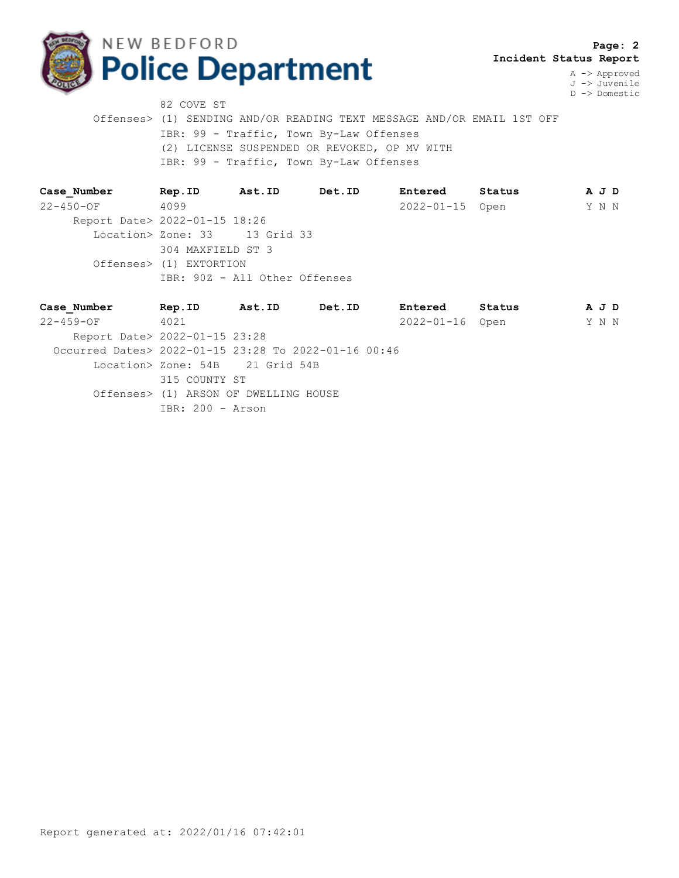**Page: 2**
**Incident Status Report**

A -> Approved
J -> Juvenile
D -> Domestic

82 COVE ST
Offenses> (1) SENDING AND/OR READING TEXT MESSAGE AND/OR EMAIL 1ST OFF
IBR: 99 - Traffic, Town By-Law Offenses
(2) LICENSE SUSPENDED OR REVOKED, OP MV WITH
IBR: 99 - Traffic, Town By-Law Offenses

| Case_Number | Rep.ID | Ast.ID | Det.ID | Entered | Status | A | J | D |
|---|---|---|---|---|---|---|---|---|
| 22-450-OF | 4099 | | | 2022-01-15 | Open | Y | N | N |

Report Date> 2022-01-15 18:26
Location> Zone: 33 13 Grid 33
304 MAXFIELD ST 3
Offenses> (1) EXTORTION
IBR: 90Z - All Other Offenses

| Case_Number | Rep.ID | Ast.ID | Det.ID | Entered | Status | A | J | D |
|---|---|---|---|---|---|---|---|---|
| 22-459-OF | 4021 | | | 2022-01-16 | Open | Y | N | N |

Report Date> 2022-01-15 23:28
Occurred Dates> 2022-01-15 23:28 To 2022-01-16 00:46
Location> Zone: 54B 21 Grid 54B
315 COUNTY ST
Offenses> (1) ARSON OF DWELLING HOUSE
IBR: 200 - Arson

Report generated at: 2022/01/16 07:42:01